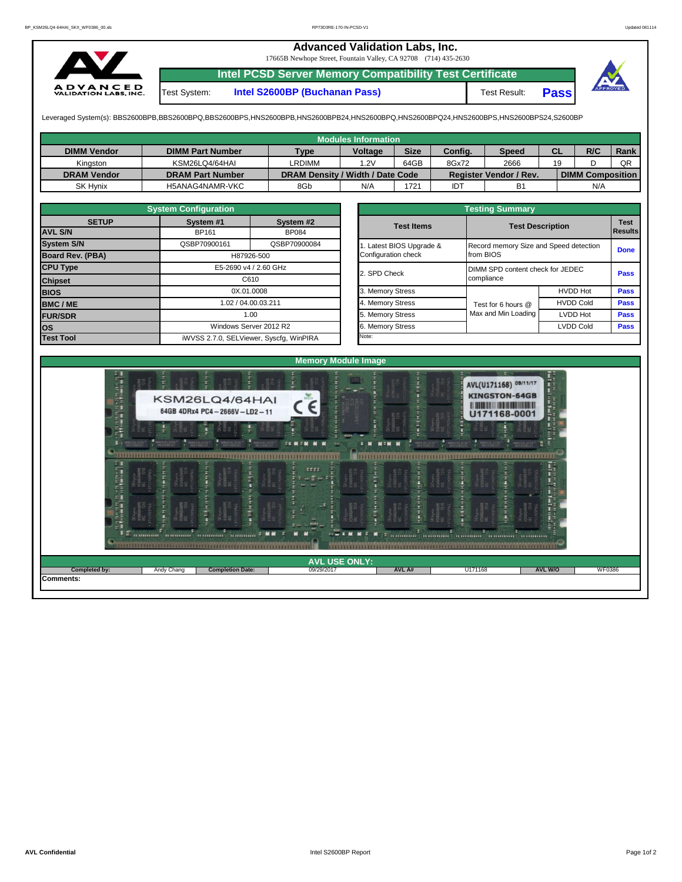# Advanced Validation Labs, Inc.

17665B Newhope Street, Fountain Valley, CA 92708 (714) 435-2630

## Intel PCSD Server Memory Compatibility Test Certificate

Test System: **Intel S2600BP (Buchanan Pass)** Test Result: **Pass**

Leveraged System(s): BBS2600BPB,BBS2600BPQ,BBS2600BPS,HNS2600BPB,HNS2600BPB24,HNS2600BPQ,HNS2600BPQ24,HNS2600BPS,HNS2600BPS24,S2600BP

### Modules Information

| DIMM Vendor | DIMM Part Number | Type | Voltage | Size | Config. | Speed | CL | R/C | Rank |
|---|---|---|---|---|---|---|---|---|---|
| Kingston | KSM26LQ4/64HAI | LRDIMM | 1.2V | 64GB | 8Gx72 | 2666 | 19 | D | QR |
| **DRAM Vendor** | **DRAM Part Number** | **DRAM Density / Width / Date Code** | | | **Register Vendor / Rev.** | | **DIMM Composition** | | |
| SK Hynix | H5ANAG4NAMR-VKC | 8Gb | N/A | 1721 | IDT | B1 | N/A | | |

### System Configuration

| SETUP | System #1 | System #2 |
|---|---|---|
| AVL S/N | BP161 | BP084 |
| System S/N | QSBP70900161 | QSBP70900084 |
| Board Rev. (PBA) | H87926-500 | |
| CPU Type | E5-2690 v4 / 2.60 GHz | |
| Chipset | C610 | |
| BIOS | 0X.01.0008 | |
| BMC / ME | 1.02 / 04.00.03.211 | |
| FUR/SDR | 1.00 | |
| OS | Windows Server 2012 R2 | |
| Test Tool | iWVSS 2.7.0, SELViewer, Syscfg, WinPIRA | |

### Testing Summary

| Test Items | Test Description | | Test Results |
|---|---|---|---|
| 1. Latest BIOS Upgrade & Configuration check | Record memory Size and Speed detection from BIOS | | Done |
| 2. SPD Check | DIMM SPD content check for JEDEC compliance | | Pass |
| 3. Memory Stress | Test for 6 hours @ Max and Min Loading | HVDD Hot | Pass |
| 4. Memory Stress | | HVDD Cold | Pass |
| 5. Memory Stress | | LVDD Hot | Pass |
| 6. Memory Stress | | LVDD Cold | Pass |
| Note: | | | |

### Memory Module Image

KSM26LQ4/64HAI
64GB 4DRx4 PC4-2666V-LD2-11

AVL(U171168) 09/11/17
KINGSTON-64GB
U171168-0001

### AVL USE ONLY:

| Completed by: | Andy Chang | Completion Date: | 09/29/2017 | AVL A# | U171168 | AVL W/O | WF0386 |
|---|---|---|---|---|---|---|---|

**Comments:**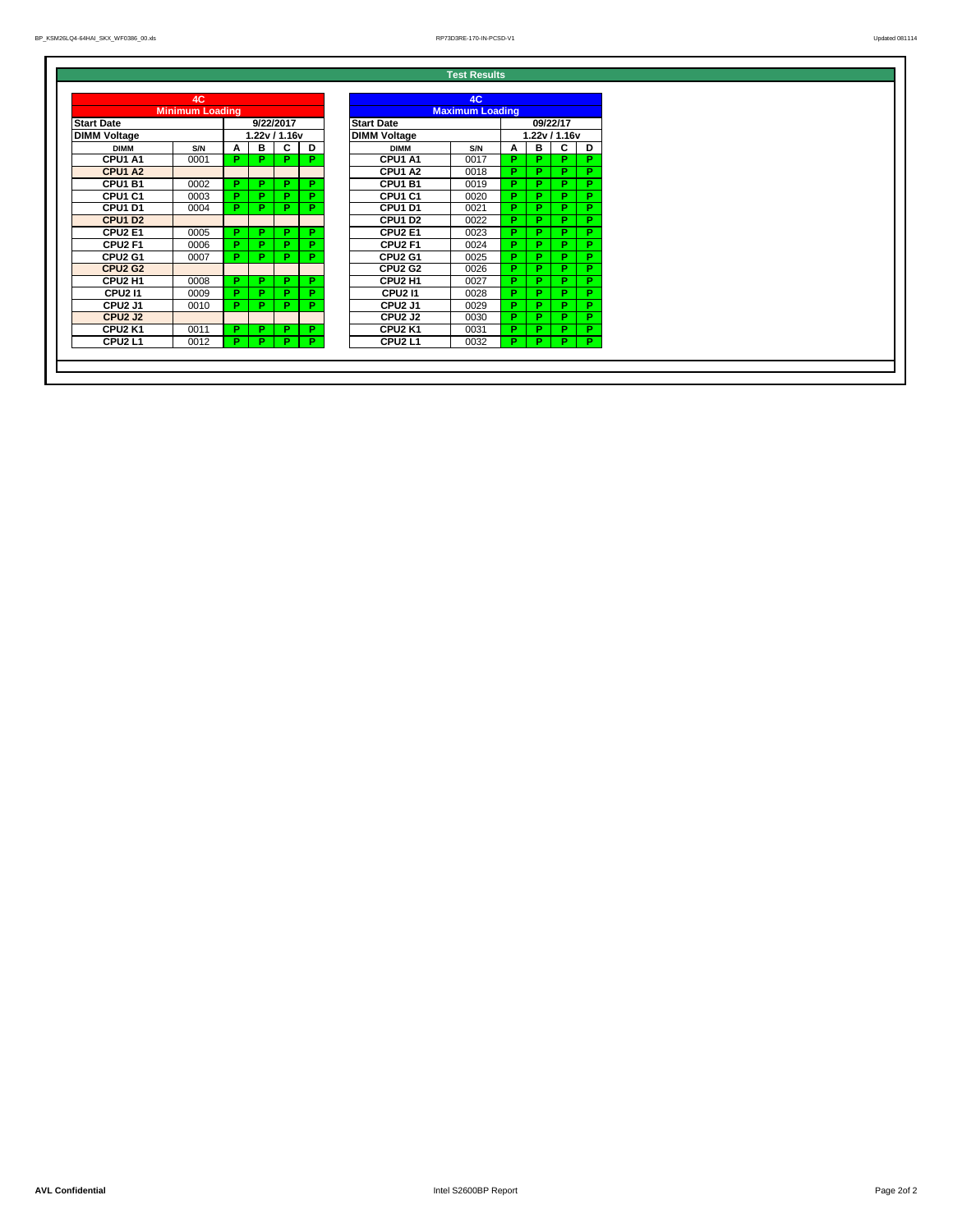## Test Results

| 4C | | | | | |
|---|---|---|---|---|---|
| **Minimum Loading** | | | | | |
| **Start Date** | | 9/22/2017 | | | |
| **DIMM Voltage** | | 1.22v / 1.16v | | | |
| **DIMM** | **S/N** | **A** | **B** | **C** | **D** |
| CPU1 A1 | 0001 | P | P | P | P |
| CPU1 A2 | | | | | |
| CPU1 B1 | 0002 | P | P | P | P |
| CPU1 C1 | 0003 | P | P | P | P |
| CPU1 D1 | 0004 | P | P | P | P |
| CPU1 D2 | | | | | |
| CPU2 E1 | 0005 | P | P | P | P |
| CPU2 F1 | 0006 | P | P | P | P |
| CPU2 G1 | 0007 | P | P | P | P |
| CPU2 G2 | | | | | |
| CPU2 H1 | 0008 | P | P | P | P |
| CPU2 I1 | 0009 | P | P | P | P |
| CPU2 J1 | 0010 | P | P | P | P |
| CPU2 J2 | | | | | |
| CPU2 K1 | 0011 | P | P | P | P |
| CPU2 L1 | 0012 | P | P | P | P |

| 4C | | | | | |
|---|---|---|---|---|---|
| **Maximum Loading** | | | | | |
| **Start Date** | | 09/22/17 | | | |
| **DIMM Voltage** | | 1.22v / 1.16v | | | |
| **DIMM** | **S/N** | **A** | **B** | **C** | **D** |
| CPU1 A1 | 0017 | P | P | P | P |
| CPU1 A2 | 0018 | P | P | P | P |
| CPU1 B1 | 0019 | P | P | P | P |
| CPU1 C1 | 0020 | P | P | P | P |
| CPU1 D1 | 0021 | P | P | P | P |
| CPU1 D2 | 0022 | P | P | P | P |
| CPU2 E1 | 0023 | P | P | P | P |
| CPU2 F1 | 0024 | P | P | P | P |
| CPU2 G1 | 0025 | P | P | P | P |
| CPU2 G2 | 0026 | P | P | P | P |
| CPU2 H1 | 0027 | P | P | P | P |
| CPU2 I1 | 0028 | P | P | P | P |
| CPU2 J1 | 0029 | P | P | P | P |
| CPU2 J2 | 0030 | P | P | P | P |
| CPU2 K1 | 0031 | P | P | P | P |
| CPU2 L1 | 0032 | P | P | P | P |